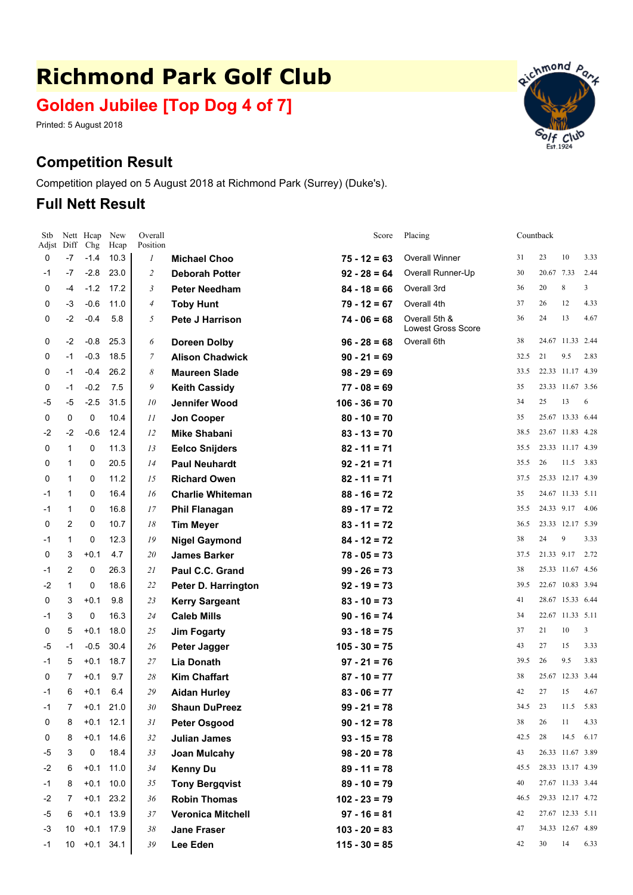# Richmond Park Golf Club

## Golden Jubilee [Top Dog 4 of 7]

Printed: 5 August 2018

## Competition Result

Competition played on 5 August 2018 at Richmond Park (Surrey) (Duke's).

## Full Nett Result

| Stb Adjst | Nett Diff | Hcap Chg | New Hcap | Overall Position | | Score | Placing | Countback | | | |
|---|---|---|---|---|---|---|---|---|---|---|---|
| 0 | -7 | -1.4 | 10.3 | 1 | **Michael Choo** | **75 - 12 = 63** | Overall Winner | 31 | 23 | 10 | 3.33 |
| -1 | -7 | -2.8 | 23.0 | 2 | **Deborah Potter** | **92 - 28 = 64** | Overall Runner-Up | 30 | 20.67 | 7.33 | 2.44 |
| 0 | -4 | -1.2 | 17.2 | 3 | **Peter Needham** | **84 - 18 = 66** | Overall 3rd | 36 | 20 | 8 | 3 |
| 0 | -3 | -0.6 | 11.0 | 4 | **Toby Hunt** | **79 - 12 = 67** | Overall 4th | 37 | 26 | 12 | 4.33 |
| 0 | -2 | -0.4 | 5.8 | 5 | **Pete J Harrison** | **74 - 06 = 68** | Overall 5th & Lowest Gross Score | 36 | 24 | 13 | 4.67 |
| 0 | -2 | -0.8 | 25.3 | 6 | **Doreen Dolby** | **96 - 28 = 68** | Overall 6th | 38 | 24.67 | 11.33 | 2.44 |
| 0 | -1 | -0.3 | 18.5 | 7 | **Alison Chadwick** | **90 - 21 = 69** | | 32.5 | 21 | 9.5 | 2.83 |
| 0 | -1 | -0.4 | 26.2 | 8 | **Maureen Slade** | **98 - 29 = 69** | | 33.5 | 22.33 | 11.17 | 4.39 |
| 0 | -1 | -0.2 | 7.5 | 9 | **Keith Cassidy** | **77 - 08 = 69** | | 35 | 23.33 | 11.67 | 3.56 |
| -5 | -5 | -2.5 | 31.5 | 10 | **Jennifer Wood** | **106 - 36 = 70** | | 34 | 25 | 13 | 6 |
| 0 | 0 | 0 | 10.4 | 11 | **Jon Cooper** | **80 - 10 = 70** | | 35 | 25.67 | 13.33 | 6.44 |
| -2 | -2 | -0.6 | 12.4 | 12 | **Mike Shabani** | **83 - 13 = 70** | | 38.5 | 23.67 | 11.83 | 4.28 |
| 0 | 1 | 0 | 11.3 | 13 | **Eelco Snijders** | **82 - 11 = 71** | | 35.5 | 23.33 | 11.17 | 4.39 |
| 0 | 1 | 0 | 20.5 | 14 | **Paul Neuhardt** | **92 - 21 = 71** | | 35.5 | 26 | 11.5 | 3.83 |
| 0 | 1 | 0 | 11.2 | 15 | **Richard Owen** | **82 - 11 = 71** | | 37.5 | 25.33 | 12.17 | 4.39 |
| -1 | 1 | 0 | 16.4 | 16 | **Charlie Whiteman** | **88 - 16 = 72** | | 35 | 24.67 | 11.33 | 5.11 |
| -1 | 1 | 0 | 16.8 | 17 | **Phil Flanagan** | **89 - 17 = 72** | | 35.5 | 24.33 | 9.17 | 4.06 |
| 0 | 2 | 0 | 10.7 | 18 | **Tim Meyer** | **83 - 11 = 72** | | 36.5 | 23.33 | 12.17 | 5.39 |
| -1 | 1 | 0 | 12.3 | 19 | **Nigel Gaymond** | **84 - 12 = 72** | | 38 | 24 | 9 | 3.33 |
| 0 | 3 | +0.1 | 4.7 | 20 | **James Barker** | **78 - 05 = 73** | | 37.5 | 21.33 | 9.17 | 2.72 |
| -1 | 2 | 0 | 26.3 | 21 | **Paul C.C. Grand** | **99 - 26 = 73** | | 38 | 25.33 | 11.67 | 4.56 |
| -2 | 1 | 0 | 18.6 | 22 | **Peter D. Harrington** | **92 - 19 = 73** | | 39.5 | 22.67 | 10.83 | 3.94 |
| 0 | 3 | +0.1 | 9.8 | 23 | **Kerry Sargeant** | **83 - 10 = 73** | | 41 | 28.67 | 15.33 | 6.44 |
| -1 | 3 | 0 | 16.3 | 24 | **Caleb Mills** | **90 - 16 = 74** | | 34 | 22.67 | 11.33 | 5.11 |
| 0 | 5 | +0.1 | 18.0 | 25 | **Jim Fogarty** | **93 - 18 = 75** | | 37 | 21 | 10 | 3 |
| -5 | -1 | -0.5 | 30.4 | 26 | **Peter Jagger** | **105 - 30 = 75** | | 43 | 27 | 15 | 3.33 |
| -1 | 5 | +0.1 | 18.7 | 27 | **Lia Donath** | **97 - 21 = 76** | | 39.5 | 26 | 9.5 | 3.83 |
| 0 | 7 | +0.1 | 9.7 | 28 | **Kim Chaffart** | **87 - 10 = 77** | | 38 | 25.67 | 12.33 | 3.44 |
| -1 | 6 | +0.1 | 6.4 | 29 | **Aidan Hurley** | **83 - 06 = 77** | | 42 | 27 | 15 | 4.67 |
| -1 | 7 | +0.1 | 21.0 | 30 | **Shaun DuPreez** | **99 - 21 = 78** | | 34.5 | 23 | 11.5 | 5.83 |
| 0 | 8 | +0.1 | 12.1 | 31 | **Peter Osgood** | **90 - 12 = 78** | | 38 | 26 | 11 | 4.33 |
| 0 | 8 | +0.1 | 14.6 | 32 | **Julian James** | **93 - 15 = 78** | | 42.5 | 28 | 14.5 | 6.17 |
| -5 | 3 | 0 | 18.4 | 33 | **Joan Mulcahy** | **98 - 20 = 78** | | 43 | 26.33 | 11.67 | 3.89 |
| -2 | 6 | +0.1 | 11.0 | 34 | **Kenny Du** | **89 - 11 = 78** | | 45.5 | 28.33 | 13.17 | 4.39 |
| -1 | 8 | +0.1 | 10.0 | 35 | **Tony Bergqvist** | **89 - 10 = 79** | | 40 | 27.67 | 11.33 | 3.44 |
| -2 | 7 | +0.1 | 23.2 | 36 | **Robin Thomas** | **102 - 23 = 79** | | 46.5 | 29.33 | 12.17 | 4.72 |
| -5 | 6 | +0.1 | 13.9 | 37 | **Veronica Mitchell** | **97 - 16 = 81** | | 42 | 27.67 | 12.33 | 5.11 |
| -3 | 10 | +0.1 | 17.9 | 38 | **Jane Fraser** | **103 - 20 = 83** | | 47 | 34.33 | 12.67 | 4.89 |
| -1 | 10 | +0.1 | 34.1 | 39 | **Lee Eden** | **115 - 30 = 85** | | 42 | 30 | 14 | 6.33 |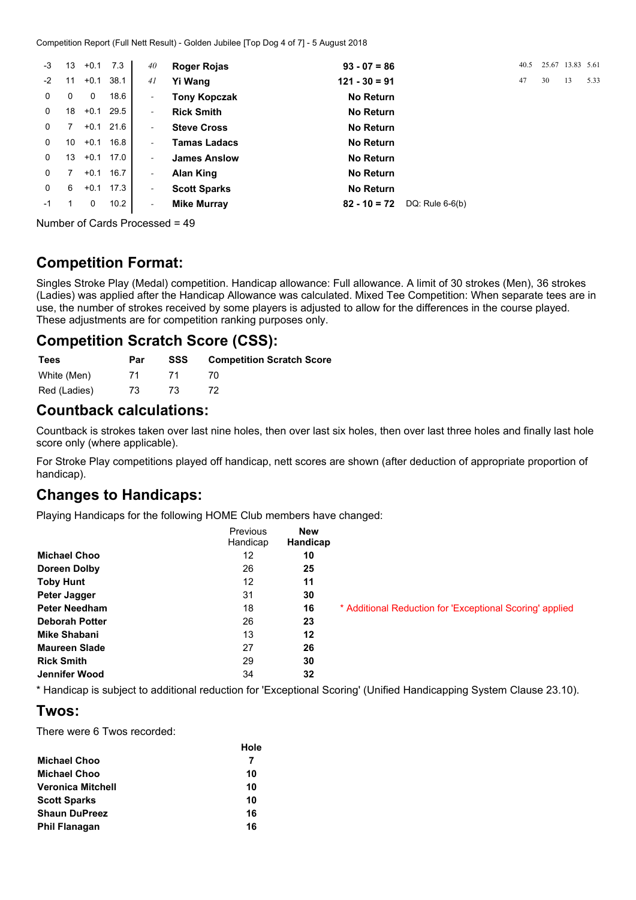| | | | | | | | | | | | | |
|---|---|---|---|---|---|---|---|---|---|---|---|---|
| -3 | 13 | +0.1 | 7.3 | *40* | **Roger Rojas** | **93 - 07 = 86** | | 40.5 | 25.67 | 13.83 | 5.61 |
| -2 | 11 | +0.1 | 38.1 | *41* | **Yi Wang** | **121 - 30 = 91** | | 47 | 30 | 13 | 5.33 |
| 0 | 0 | 0 | 18.6 | - | **Tony Kopczak** | **No Return** | | | | | |
| 0 | 18 | +0.1 | 29.5 | - | **Rick Smith** | **No Return** | | | | | |
| 0 | 7 | +0.1 | 21.6 | - | **Steve Cross** | **No Return** | | | | | |
| 0 | 10 | +0.1 | 16.8 | - | **Tamas Ladacs** | **No Return** | | | | | |
| 0 | 13 | +0.1 | 17.0 | - | **James Anslow** | **No Return** | | | | | |
| 0 | 7 | +0.1 | 16.7 | - | **Alan King** | **No Return** | | | | | |
| 0 | 6 | +0.1 | 17.3 | - | **Scott Sparks** | **No Return** | | | | | |
| -1 | 1 | 0 | 10.2 | - | **Mike Murray** | **82 - 10 = 72** | DQ: Rule 6-6(b) | | | | |

Number of Cards Processed = 49

## Competition Format:

Singles Stroke Play (Medal) competition. Handicap allowance: Full allowance. A limit of 30 strokes (Men), 36 strokes (Ladies) was applied after the Handicap Allowance was calculated. Mixed Tee Competition: When separate tees are in use, the number of strokes received by some players is adjusted to allow for the differences in the course played. These adjustments are for competition ranking purposes only.

## Competition Scratch Score (CSS):

| Tees | Par | SSS | Competition Scratch Score |
|---|---|---|---|
| White (Men) | 71 | 71 | 70 |
| Red (Ladies) | 73 | 73 | 72 |

## Countback calculations:

Countback is strokes taken over last nine holes, then over last six holes, then over last three holes and finally last hole score only (where applicable).

For Stroke Play competitions played off handicap, nett scores are shown (after deduction of appropriate proportion of handicap).

## Changes to Handicaps:

Playing Handicaps for the following HOME Club members have changed:

| | Previous Handicap | New Handicap | |
|---|---|---|---|
| **Michael Choo** | 12 | **10** | |
| **Doreen Dolby** | 26 | **25** | |
| **Toby Hunt** | 12 | **11** | |
| **Peter Jagger** | 31 | **30** | |
| **Peter Needham** | 18 | **16** | * Additional Reduction for 'Exceptional Scoring' applied |
| **Deborah Potter** | 26 | **23** | |
| **Mike Shabani** | 13 | **12** | |
| **Maureen Slade** | 27 | **26** | |
| **Rick Smith** | 29 | **30** | |
| **Jennifer Wood** | 34 | **32** | |

* Handicap is subject to additional reduction for 'Exceptional Scoring' (Unified Handicapping System Clause 23.10).

## Twos:

There were 6 Twos recorded:

| | Hole |
|---|---|
| **Michael Choo** | **7** |
| **Michael Choo** | **10** |
| **Veronica Mitchell** | **10** |
| **Scott Sparks** | **10** |
| **Shaun DuPreez** | **16** |
| **Phil Flanagan** | **16** |